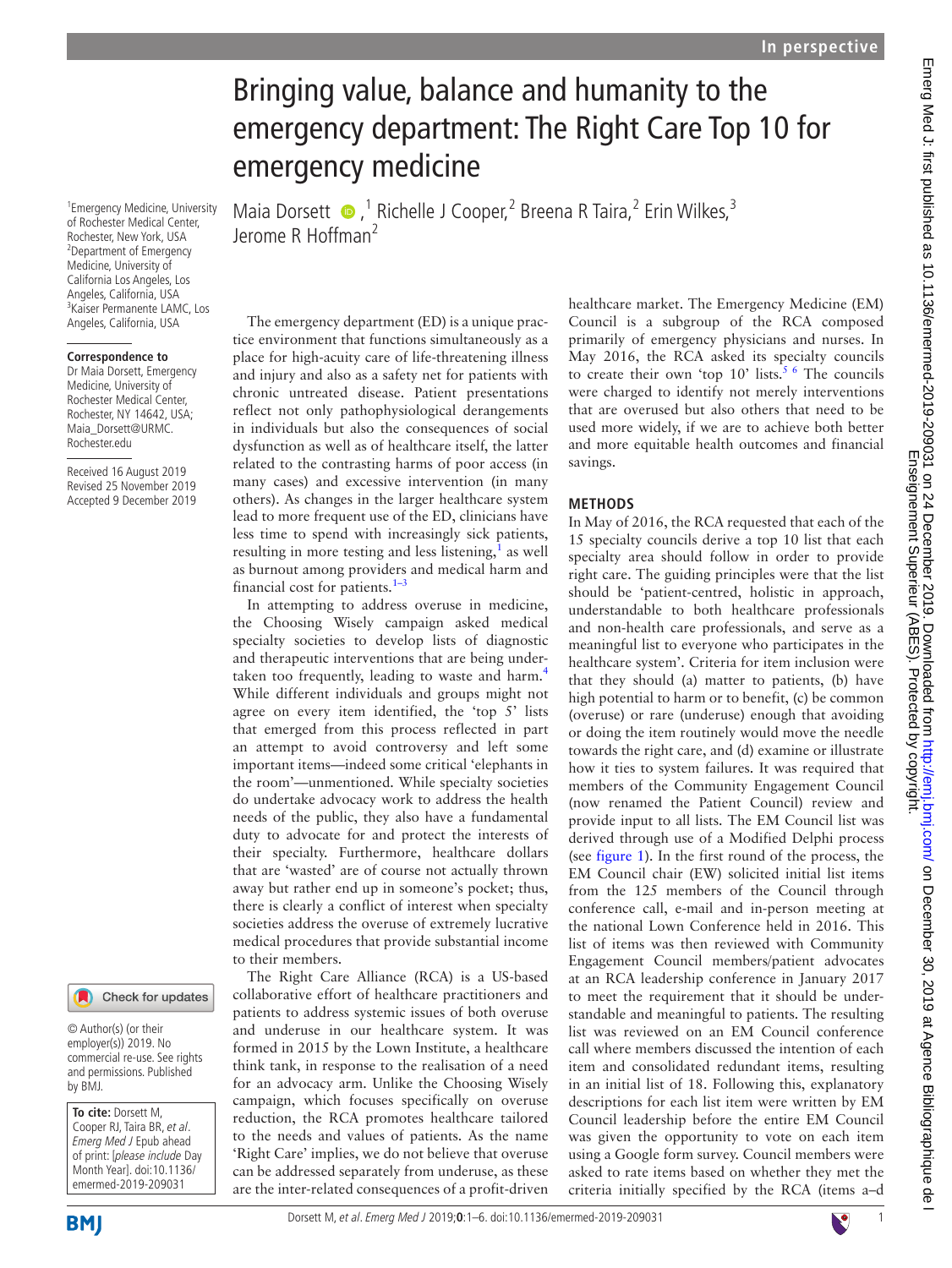# Bringing value, balance and humanity to the emergency department: The Right Care Top 10 for emergency medicine

Maia Dorsett,[1] Richelle J Cooper,[2] Breena R Taira,[2] Erin Wilkes,[3] Jerome R Hoffman[2]

[1]Emergency Medicine, University of Rochester Medical Center, Rochester, New York, USA
[2]Department of Emergency Medicine, University of California Los Angeles, Los Angeles, California, USA
[3]Kaiser Permanente LAMC, Los Angeles, California, USA

**Correspondence to**
Dr Maia Dorsett, Emergency Medicine, University of Rochester Medical Center, Rochester, NY 14642, USA; Maia_Dorsett@URMC.Rochester.edu

Received 16 August 2019
Revised 25 November 2019
Accepted 9 December 2019

© Author(s) (or their employer(s)) 2019. No commercial re-use. See rights and permissions. Published by BMJ.

**To cite:** Dorsett M, Cooper RJ, Taira BR, *et al*. *Emerg Med J* Epub ahead of print: [*please include* Day Month Year]. doi:10.1136/emermed-2019-209031

The emergency department (ED) is a unique practice environment that functions simultaneously as a place for high-acuity care of life-threatening illness and injury and also as a safety net for patients with chronic untreated disease. Patient presentations reflect not only pathophysiological derangements in individuals but also the consequences of social dysfunction as well as of healthcare itself, the latter related to the contrasting harms of poor access (in many cases) and excessive intervention (in many others). As changes in the larger healthcare system lead to more frequent use of the ED, clinicians have less time to spend with increasingly sick patients, resulting in more testing and less listening,[1] as well as burnout among providers and medical harm and financial cost for patients.[1–3]

In attempting to address overuse in medicine, the Choosing Wisely campaign asked medical specialty societies to develop lists of diagnostic and therapeutic interventions that are being undertaken too frequently, leading to waste and harm.[4] While different individuals and groups might not agree on every item identified, the 'top 5' lists that emerged from this process reflected in part an attempt to avoid controversy and left some important items—indeed some critical 'elephants in the room'—unmentioned. While specialty societies do undertake advocacy work to address the health needs of the public, they also have a fundamental duty to advocate for and protect the interests of their specialty. Furthermore, healthcare dollars that are 'wasted' are of course not actually thrown away but rather end up in someone's pocket; thus, there is clearly a conflict of interest when specialty societies address the overuse of extremely lucrative medical procedures that provide substantial income to their members.

The Right Care Alliance (RCA) is a US-based collaborative effort of healthcare practitioners and patients to address systemic issues of both overuse and underuse in our healthcare system. It was formed in 2015 by the Lown Institute, a healthcare think tank, in response to the realisation of a need for an advocacy arm. Unlike the Choosing Wisely campaign, which focuses specifically on overuse reduction, the RCA promotes healthcare tailored to the needs and values of patients. As the name 'Right Care' implies, we do not believe that overuse can be addressed separately from underuse, as these are the inter-related consequences of a profit-driven healthcare market. The Emergency Medicine (EM) Council is a subgroup of the RCA composed primarily of emergency physicians and nurses. In May 2016, the RCA asked its specialty councils to create their own 'top 10' lists.[5 6] The councils were charged to identify not merely interventions that are overused but also others that need to be used more widely, if we are to achieve both better and more equitable health outcomes and financial savings.

## METHODS

In May of 2016, the RCA requested that each of the 15 specialty councils derive a top 10 list that each specialty area should follow in order to provide right care. The guiding principles were that the list should be 'patient-centred, holistic in approach, understandable to both healthcare professionals and non-health care professionals, and serve as a meaningful list to everyone who participates in the healthcare system'. Criteria for item inclusion were that they should (a) matter to patients, (b) have high potential to harm or to benefit, (c) be common (overuse) or rare (underuse) enough that avoiding or doing the item routinely would move the needle towards the right care, and (d) examine or illustrate how it ties to system failures. It was required that members of the Community Engagement Council (now renamed the Patient Council) review and provide input to all lists. The EM Council list was derived through use of a Modified Delphi process (see figure 1). In the first round of the process, the EM Council chair (EW) solicited initial list items from the 125 members of the Council through conference call, e-mail and in-person meeting at the national Lown Conference held in 2016. This list of items was then reviewed with Community Engagement Council members/patient advocates at an RCA leadership conference in January 2017 to meet the requirement that it should be understandable and meaningful to patients. The resulting list was reviewed on an EM Council conference call where members discussed the intention of each item and consolidated redundant items, resulting in an initial list of 18. Following this, explanatory descriptions for each list item were written by EM Council leadership before the entire EM Council was given the opportunity to vote on each item using a Google form survey. Council members were asked to rate items based on whether they met the criteria initially specified by the RCA (items a–d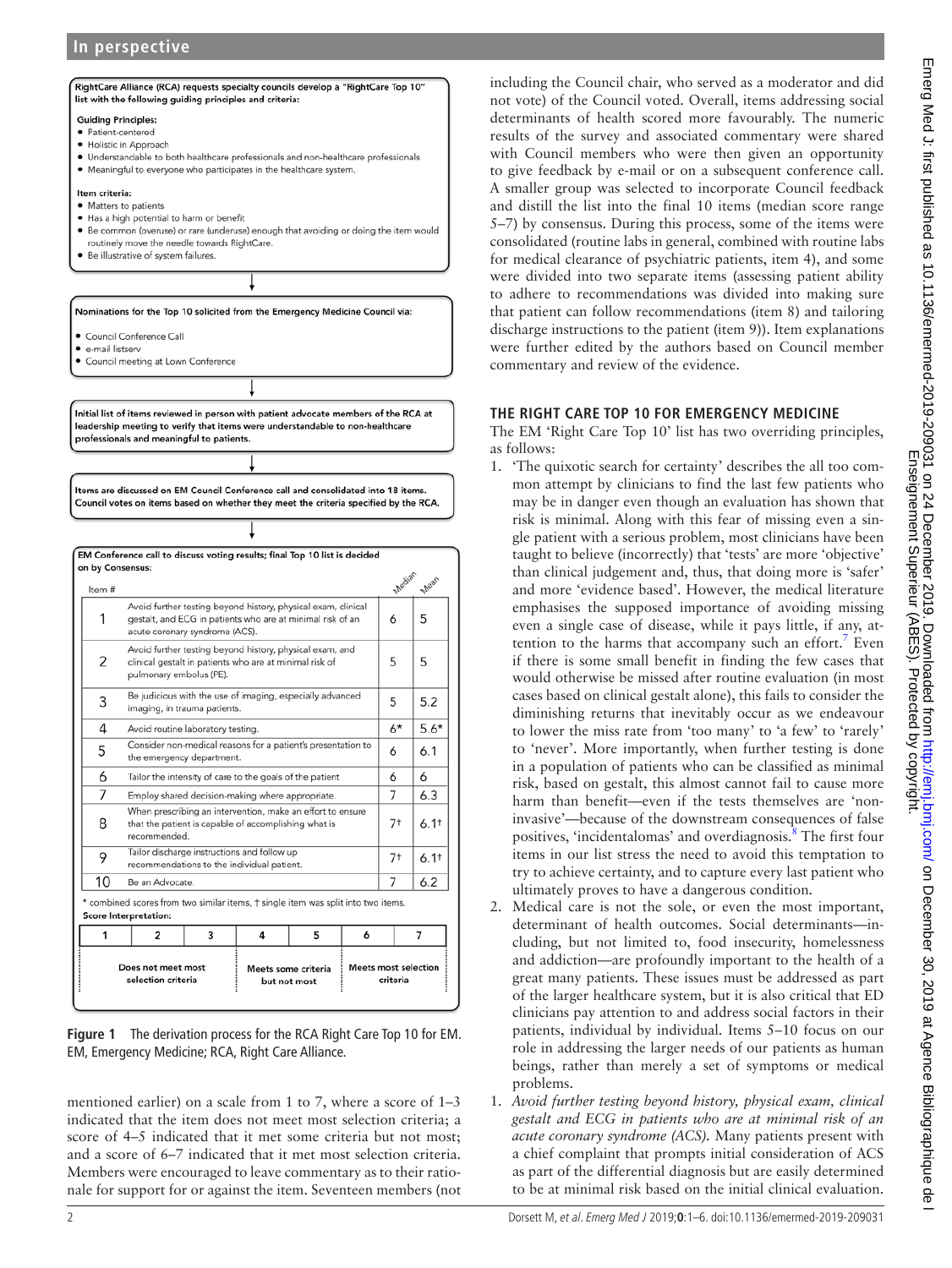RightCare Alliance (RCA) requests specialty councils develop a "RightCare Top 10" list with the following guiding principles and criteria:

Guiding Principles:

- Patient-centered
- Holistic in Approach
- Understandable to both healthcare professionals and non-healthcare professionals
- Meaningful to everyone who participates in the healthcare system.

Item criteria:

- Matters to patients
- Has a high potential to harm or benefit
- Be common (overuse) or rare (underuse) enough that avoiding or doing the item would routinely move the needle towards RightCare.
- Be illustrative of system failures.

↓

Nominations for the Top 10 solicited from the Emergency Medicine Council via:

- Council Conference Call
- e-mail listserv
- Council meeting at Lown Conference

↓

Initial list of items reviewed in person with patient advocate members of the RCA at leadership meeting to verify that items were understandable to non-healthcare professionals and meaningful to patients.

↓

Items are discussed on EM Council Conference call and consolidated into 18 items. Council votes on items based on whether they meet the criteria specified by the RCA.

↓

EM Conference call to discuss voting results; final Top 10 list is decided on by Consensus:

| Item # | | Median | Mean |
|---|---|---|---|
| 1 | Avoid further testing beyond history, physical exam, clinical gestalt, and ECG in patients who are at minimal risk of an acute coronary syndrome (ACS). | 6 | 5 |
| 2 | Avoid further testing beyond history, physical exam, and clinical gestalt in patients who are at minimal risk of pulmonary embolus (PE). | 5 | 5 |
| 3 | Be judicious with the use of imaging, especially advanced imaging, in trauma patients. | 5 | 5.2 |
| 4 | Avoid routine laboratory testing. | 6* | 5.6* |
| 5 | Consider non-medical reasons for a patient's presentation to the emergency department. | 6 | 6.1 |
| 6 | Tailor the intensity of care to the goals of the patient | 6 | 6 |
| 7 | Employ shared decision-making where appropriate. | 7 | 6.3 |
| 8 | When prescribing an intervention, make an effort to ensure that the patient is capable of accomplishing what is recommended. | 7† | 6.1† |
| 9 | Tailor discharge instructions and follow up recommendations to the individual patient. | 7† | 6.1† |
| 10 | Be an Advocate. | 7 | 6.2 |

\* combined scores from two similar items, † single item was split into two items.

Score Interpretation:

| 1 | 2 | 3 | 4 | 5 | 6 | 7 |
|---|---|---|---|---|---|---|
| Does not meet most selection criteria | | | Meets some criteria but not most | | Meets most selection criteria | |

Figure 1 The derivation process for the RCA Right Care Top 10 for EM. EM, Emergency Medicine; RCA, Right Care Alliance.

mentioned earlier) on a scale from 1 to 7, where a score of 1–3 indicated that the item does not meet most selection criteria; a score of 4–5 indicated that it met some criteria but not most; and a score of 6–7 indicated that it met most selection criteria. Members were encouraged to leave commentary as to their rationale for support for or against the item. Seventeen members (not including the Council chair, who served as a moderator and did not vote) of the Council voted. Overall, items addressing social determinants of health scored more favourably. The numeric results of the survey and associated commentary were shared with Council members who were then given an opportunity to give feedback by e-mail or on a subsequent conference call. A smaller group was selected to incorporate Council feedback and distill the list into the final 10 items (median score range 5–7) by consensus. During this process, some of the items were consolidated (routine labs in general, combined with routine labs for medical clearance of psychiatric patients, item 4), and some were divided into two separate items (assessing patient ability to adhere to recommendations was divided into making sure that patient can follow recommendations (item 8) and tailoring discharge instructions to the patient (item 9)). Item explanations were further edited by the authors based on Council member commentary and review of the evidence.

## THE RIGHT CARE TOP 10 FOR EMERGENCY MEDICINE

The EM 'Right Care Top 10' list has two overriding principles, as follows:

1. 'The quixotic search for certainty' describes the all too common attempt by clinicians to find the last few patients who may be in danger even though an evaluation has shown that risk is minimal. Along with this fear of missing even a single patient with a serious problem, most clinicians have been taught to believe (incorrectly) that 'tests' are more 'objective' than clinical judgement and, thus, that doing more is 'safer' and more 'evidence based'. However, the medical literature emphasises the supposed importance of avoiding missing even a single case of disease, while it pays little, if any, attention to the harms that accompany such an effort.[7] Even if there is some small benefit in finding the few cases that would otherwise be missed after routine evaluation (in most cases based on clinical gestalt alone), this fails to consider the diminishing returns that inevitably occur as we endeavour to lower the miss rate from 'too many' to 'a few' to 'rarely' to 'never'. More importantly, when further testing is done in a population of patients who can be classified as minimal risk, based on gestalt, this almost cannot fail to cause more harm than benefit—even if the tests themselves are 'non-invasive'—because of the downstream consequences of false positives, 'incidentalomas' and overdiagnosis.[8] The first four items in our list stress the need to avoid this temptation to try to achieve certainty, and to capture every last patient who ultimately proves to have a dangerous condition.
2. Medical care is not the sole, or even the most important, determinant of health outcomes. Social determinants—including, but not limited to, food insecurity, homelessness and addiction—are profoundly important to the health of a great many patients. These issues must be addressed as part of the larger healthcare system, but it is also critical that ED clinicians pay attention to and address social factors in their patients, individual by individual. Items 5–10 focus on our role in addressing the larger needs of our patients as human beings, rather than merely a set of symptoms or medical problems.

1. *Avoid further testing beyond history, physical exam, clinical gestalt and ECG in patients who are at minimal risk of an acute coronary syndrome (ACS).* Many patients present with a chief complaint that prompts initial consideration of ACS as part of the differential diagnosis but are easily determined to be at minimal risk based on the initial clinical evaluation.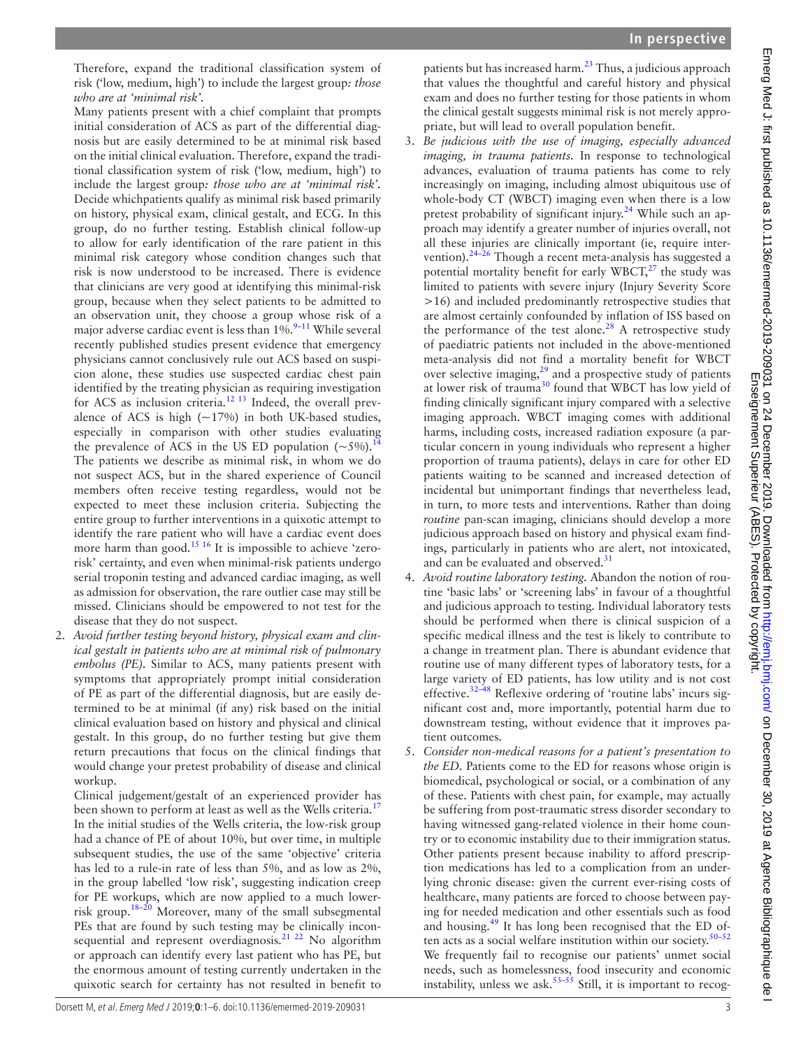Therefore, expand the traditional classification system of risk ('low, medium, high') to include the largest group*: those who are at 'minimal risk'.*

Many patients present with a chief complaint that prompts initial consideration of ACS as part of the differential diagnosis but are easily determined to be at minimal risk based on the initial clinical evaluation. Therefore, expand the traditional classification system of risk ('low, medium, high') to include the largest group*: those who are at 'minimal risk'.* Decide whichpatients qualify as minimal risk based primarily on history, physical exam, clinical gestalt, and ECG. In this group, do no further testing. Establish clinical follow-up to allow for early identification of the rare patient in this minimal risk category whose condition changes such that risk is now understood to be increased. There is evidence that clinicians are very good at identifying this minimal-risk group, because when they select patients to be admitted to an observation unit, they choose a group whose risk of a major adverse cardiac event is less than 1%.[9–11] While several recently published studies present evidence that emergency physicians cannot conclusively rule out ACS based on suspicion alone, these studies use suspected cardiac chest pain identified by the treating physician as requiring investigation for ACS as inclusion criteria.[12 13] Indeed, the overall prevalence of ACS is high (~17%) in both UK-based studies, especially in comparison with other studies evaluating the prevalence of ACS in the US ED population (~5%).[14] The patients we describe as minimal risk, in whom we do not suspect ACS, but in the shared experience of Council members often receive testing regardless, would not be expected to meet these inclusion criteria. Subjecting the entire group to further interventions in a quixotic attempt to identify the rare patient who will have a cardiac event does more harm than good.[15 16] It is impossible to achieve 'zero-risk' certainty, and even when minimal-risk patients undergo serial troponin testing and advanced cardiac imaging, as well as admission for observation, the rare outlier case may still be missed. Clinicians should be empowered to not test for the disease that they do not suspect.

2. *Avoid further testing beyond history, physical exam and clinical gestalt in patients who are at minimal risk of pulmonary embolus (PE).* Similar to ACS, many patients present with symptoms that appropriately prompt initial consideration of PE as part of the differential diagnosis, but are easily determined to be at minimal (if any) risk based on the initial clinical evaluation based on history and physical and clinical gestalt. In this group, do no further testing but give them return precautions that focus on the clinical findings that would change your pretest probability of disease and clinical workup.

   Clinical judgement/gestalt of an experienced provider has been shown to perform at least as well as the Wells criteria.[17] In the initial studies of the Wells criteria, the low-risk group had a chance of PE of about 10%, but over time, in multiple subsequent studies, the use of the same 'objective' criteria has led to a rule-in rate of less than 5%, and as low as 2%, in the group labelled 'low risk', suggesting indication creep for PE workups, which are now applied to a much lower-risk group.[18–20] Moreover, many of the small subsegmental PEs that are found by such testing may be clinically inconsequential and represent overdiagnosis.[21 22] No algorithm or approach can identify every last patient who has PE, but the enormous amount of testing currently undertaken in the quixotic search for certainty has not resulted in benefit to patients but has increased harm.[23] Thus, a judicious approach that values the thoughtful and careful history and physical exam and does no further testing for those patients in whom the clinical gestalt suggests minimal risk is not merely appropriate, but will lead to overall population benefit.

3. *Be judicious with the use of imaging, especially advanced imaging, in trauma patients.* In response to technological advances, evaluation of trauma patients has come to rely increasingly on imaging, including almost ubiquitous use of whole-body CT (WBCT) imaging even when there is a low pretest probability of significant injury.[24] While such an approach may identify a greater number of injuries overall, not all these injuries are clinically important (ie, require intervention).[24–26] Though a recent meta-analysis has suggested a potential mortality benefit for early WBCT,[27] the study was limited to patients with severe injury (Injury Severity Score >16) and included predominantly retrospective studies that are almost certainly confounded by inflation of ISS based on the performance of the test alone.[28] A retrospective study of paediatric patients not included in the above-mentioned meta-analysis did not find a mortality benefit for WBCT over selective imaging,[29] and a prospective study of patients at lower risk of trauma[30] found that WBCT has low yield of finding clinically significant injury compared with a selective imaging approach. WBCT imaging comes with additional harms, including costs, increased radiation exposure (a particular concern in young individuals who represent a higher proportion of trauma patients), delays in care for other ED patients waiting to be scanned and increased detection of incidental but unimportant findings that nevertheless lead, in turn, to more tests and interventions. Rather than doing *routine* pan-scan imaging, clinicians should develop a more judicious approach based on history and physical exam findings, particularly in patients who are alert, not intoxicated, and can be evaluated and observed.[31]

4. *Avoid routine laboratory testing.* Abandon the notion of routine 'basic labs' or 'screening labs' in favour of a thoughtful and judicious approach to testing. Individual laboratory tests should be performed when there is clinical suspicion of a specific medical illness and the test is likely to contribute to a change in treatment plan. There is abundant evidence that routine use of many different types of laboratory tests, for a large variety of ED patients, has low utility and is not cost effective.[32–48] Reflexive ordering of 'routine labs' incurs significant cost and, more importantly, potential harm due to downstream testing, without evidence that it improves patient outcomes.

5. *Consider non-medical reasons for a patient's presentation to the ED.* Patients come to the ED for reasons whose origin is biomedical, psychological or social, or a combination of any of these. Patients with chest pain, for example, may actually be suffering from post-traumatic stress disorder secondary to having witnessed gang-related violence in their home country or to economic instability due to their immigration status. Other patients present because inability to afford prescription medications has led to a complication from an underlying chronic disease: given the current ever-rising costs of healthcare, many patients are forced to choose between paying for needed medication and other essentials such as food and housing.[49] It has long been recognised that the ED often acts as a social welfare institution within our society.[50–52] We frequently fail to recognise our patients' unmet social needs, such as homelessness, food insecurity and economic instability, unless we ask.[53–55] Still, it is important to recog-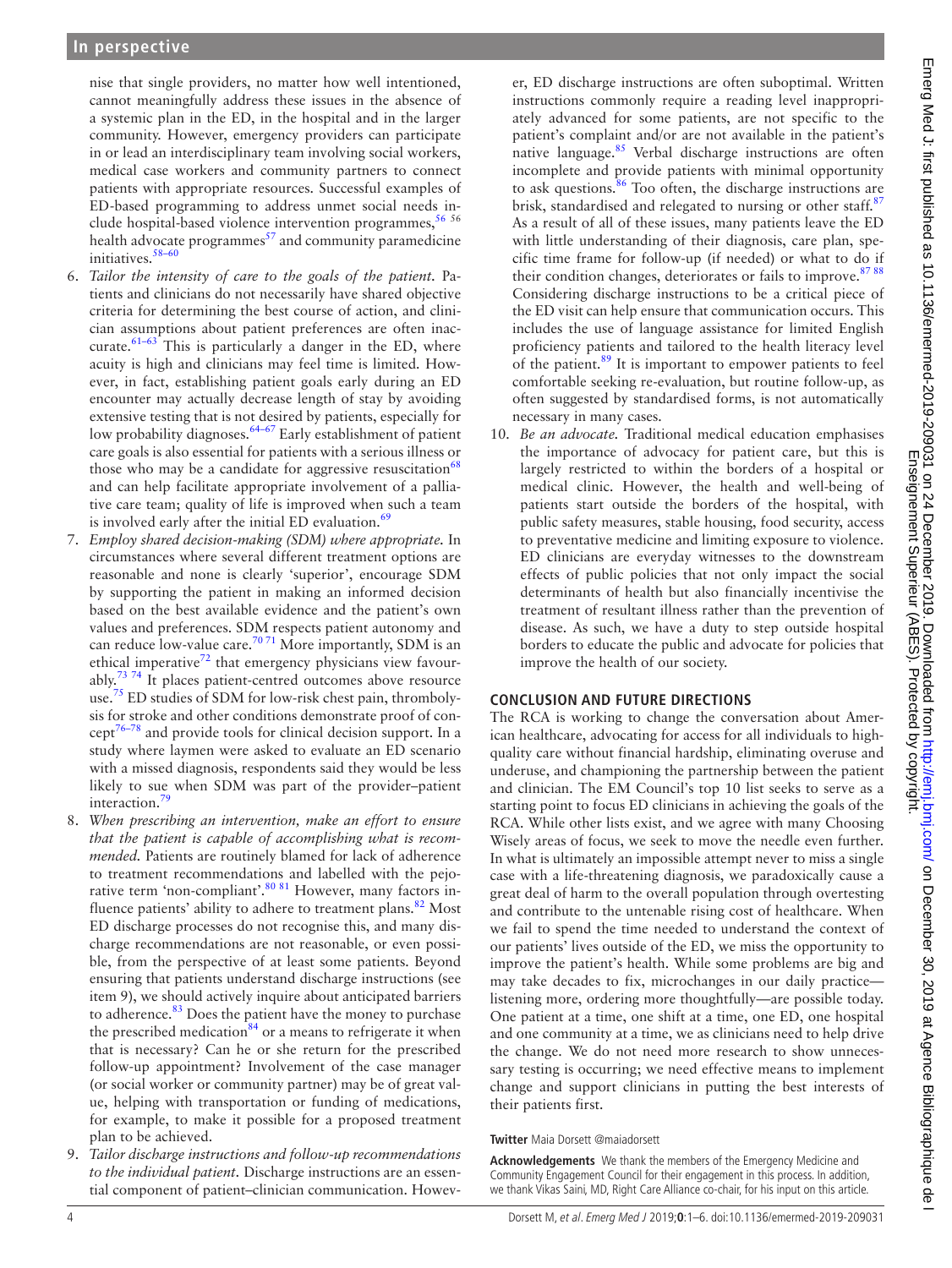nise that single providers, no matter how well intentioned, cannot meaningfully address these issues in the absence of a systemic plan in the ED, in the hospital and in the larger community. However, emergency providers can participate in or lead an interdisciplinary team involving social workers, medical case workers and community partners to connect patients with appropriate resources. Successful examples of ED-based programming to address unmet social needs include hospital-based violence intervention programmes,[56 56] health advocate programmes[57] and community paramedicine initiatives.[58–60]

6. *Tailor the intensity of care to the goals of the patient.* Patients and clinicians do not necessarily have shared objective criteria for determining the best course of action, and clinician assumptions about patient preferences are often inaccurate.[61–63] This is particularly a danger in the ED, where acuity is high and clinicians may feel time is limited. However, in fact, establishing patient goals early during an ED encounter may actually decrease length of stay by avoiding extensive testing that is not desired by patients, especially for low probability diagnoses.[64–67] Early establishment of patient care goals is also essential for patients with a serious illness or those who may be a candidate for aggressive resuscitation[68] and can help facilitate appropriate involvement of a palliative care team; quality of life is improved when such a team is involved early after the initial ED evaluation.[69]
7. *Employ shared decision-making (SDM) where appropriate.* In circumstances where several different treatment options are reasonable and none is clearly 'superior', encourage SDM by supporting the patient in making an informed decision based on the best available evidence and the patient's own values and preferences. SDM respects patient autonomy and can reduce low-value care.[70 71] More importantly, SDM is an ethical imperative[72] that emergency physicians view favourably.[73 74] It places patient-centred outcomes above resource use.[75] ED studies of SDM for low-risk chest pain, thrombolysis for stroke and other conditions demonstrate proof of concept[76–78] and provide tools for clinical decision support. In a study where laymen were asked to evaluate an ED scenario with a missed diagnosis, respondents said they would be less likely to sue when SDM was part of the provider–patient interaction.[79]
8. *When prescribing an intervention, make an effort to ensure that the patient is capable of accomplishing what is recommended.* Patients are routinely blamed for lack of adherence to treatment recommendations and labelled with the pejorative term 'non-compliant'.[80 81] However, many factors influence patients' ability to adhere to treatment plans.[82] Most ED discharge processes do not recognise this, and many discharge recommendations are not reasonable, or even possible, from the perspective of at least some patients. Beyond ensuring that patients understand discharge instructions (see item 9), we should actively inquire about anticipated barriers to adherence.[83] Does the patient have the money to purchase the prescribed medication[84] or a means to refrigerate it when that is necessary? Can he or she return for the prescribed follow-up appointment? Involvement of the case manager (or social worker or community partner) may be of great value, helping with transportation or funding of medications, for example, to make it possible for a proposed treatment plan to be achieved.
9. *Tailor discharge instructions and follow-up recommendations to the individual patient.* Discharge instructions are an essential component of patient–clinician communication. However, ED discharge instructions are often suboptimal. Written instructions commonly require a reading level inappropriately advanced for some patients, are not specific to the patient's complaint and/or are not available in the patient's native language.[85] Verbal discharge instructions are often incomplete and provide patients with minimal opportunity to ask questions.[86] Too often, the discharge instructions are brisk, standardised and relegated to nursing or other staff.[87] As a result of all of these issues, many patients leave the ED with little understanding of their diagnosis, care plan, specific time frame for follow-up (if needed) or what to do if their condition changes, deteriorates or fails to improve.[87 88] Considering discharge instructions to be a critical piece of the ED visit can help ensure that communication occurs. This includes the use of language assistance for limited English proficiency patients and tailored to the health literacy level of the patient.[89] It is important to empower patients to feel comfortable seeking re-evaluation, but routine follow-up, as often suggested by standardised forms, is not automatically necessary in many cases.
10. *Be an advocate.* Traditional medical education emphasises the importance of advocacy for patient care, but this is largely restricted to within the borders of a hospital or medical clinic. However, the health and well-being of patients start outside the borders of the hospital, with public safety measures, stable housing, food security, access to preventative medicine and limiting exposure to violence. ED clinicians are everyday witnesses to the downstream effects of public policies that not only impact the social determinants of health but also financially incentivise the treatment of resultant illness rather than the prevention of disease. As such, we have a duty to step outside hospital borders to educate the public and advocate for policies that improve the health of our society.

## CONCLUSION AND FUTURE DIRECTIONS

The RCA is working to change the conversation about American healthcare, advocating for access for all individuals to high-quality care without financial hardship, eliminating overuse and underuse, and championing the partnership between the patient and clinician. The EM Council's top 10 list seeks to serve as a starting point to focus ED clinicians in achieving the goals of the RCA. While other lists exist, and we agree with many Choosing Wisely areas of focus, we seek to move the needle even further. In what is ultimately an impossible attempt never to miss a single case with a life-threatening diagnosis, we paradoxically cause a great deal of harm to the overall population through overtesting and contribute to the untenable rising cost of healthcare. When we fail to spend the time needed to understand the context of our patients' lives outside of the ED, we miss the opportunity to improve the patient's health. While some problems are big and may take decades to fix, microchanges in our daily practice—listening more, ordering more thoughtfully—are possible today. One patient at a time, one shift at a time, one ED, one hospital and one community at a time, we as clinicians need to help drive the change. We do not need more research to show unnecessary testing is occurring; we need effective means to implement change and support clinicians in putting the best interests of their patients first.

**Twitter** Maia Dorsett @maiadorsett

**Acknowledgements** We thank the members of the Emergency Medicine and Community Engagement Council for their engagement in this process. In addition, we thank Vikas Saini, MD, Right Care Alliance co-chair, for his input on this article.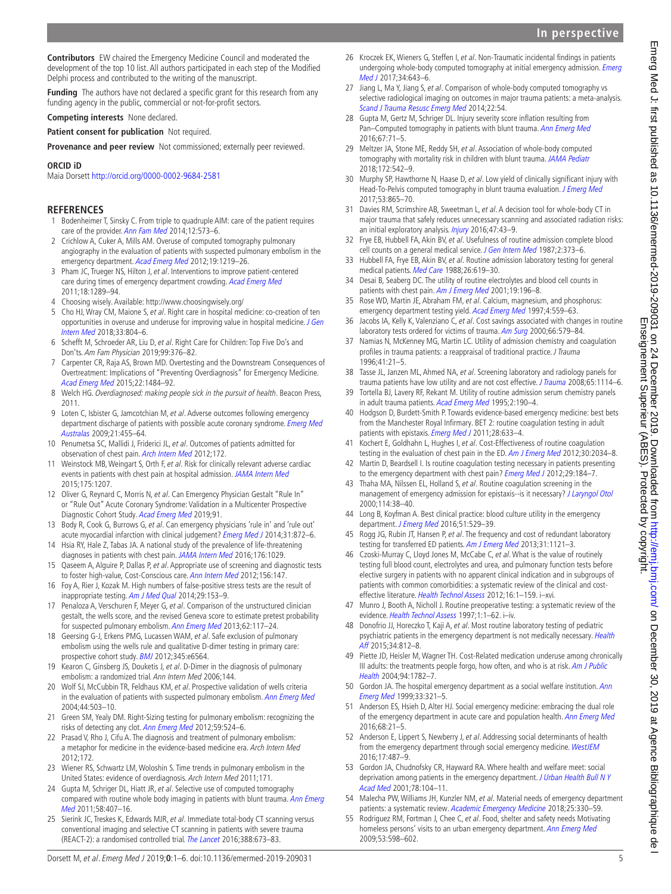**Contributors** EW chaired the Emergency Medicine Council and moderated the development of the top 10 list. All authors participated in each step of the Modified Delphi process and contributed to the writing of the manuscript.

**Funding** The authors have not declared a specific grant for this research from any funding agency in the public, commercial or not-for-profit sectors.

**Competing interests** None declared.

**Patient consent for publication** Not required.

**Provenance and peer review** Not commissioned; externally peer reviewed.

**ORCID iD**

Maia Dorsett http://orcid.org/0000-0002-9684-2581

## REFERENCES

1. Bodenheimer T, Sinsky C. From triple to quadruple AIM: care of the patient requires care of the provider. *Ann Fam Med* 2014;12:573–6.
2. Crichlow A, Cuker A, Mills AM. Overuse of computed tomography pulmonary angiography in the evaluation of patients with suspected pulmonary embolism in the emergency department. *Acad Emerg Med* 2012;19:1219–26.
3. Pham JC, Trueger NS, Hilton J, *et al*. Interventions to improve patient-centered care during times of emergency department crowding. *Acad Emerg Med* 2011;18:1289–94.
4. Choosing wisely. Available: http://www.choosingwisely.org/
5. Cho HJ, Wray CM, Maione S, *et al*. Right care in hospital medicine: co-creation of ten opportunities in overuse and underuse for improving value in hospital medicine. *J Gen Intern Med* 2018;33:804–6.
6. Schefft M, Schroeder AR, Liu D, *et al*. Right Care for Children: Top Five Do's and Don'ts. *Am Fam Physician* 2019;99:376–82.
7. Carpenter CR, Raja AS, Brown MD. Overtesting and the Downstream Consequences of Overtreatment: Implications of "Preventing Overdiagnosis" for Emergency Medicine. *Acad Emerg Med* 2015;22:1484–92.
8. Welch HG. *Overdiagnosed: making people sick in the pursuit of health*. Beacon Press, 2011.
9. Loten C, Isbister G, Jamcotchian M, *et al*. Adverse outcomes following emergency department discharge of patients with possible acute coronary syndrome. *Emerg Med Australas* 2009;21:455–64.
10. Penumetsa SC, Mallidi J, Friderici JL, *et al*. Outcomes of patients admitted for observation of chest pain. *Arch Intern Med* 2012;172.
11. Weinstock MB, Weingart S, Orth F, *et al*. Risk for clinically relevant adverse cardiac events in patients with chest pain at hospital admission. *JAMA Intern Med* 2015;175:1207.
12. Oliver G, Reynard C, Morris N, *et al*. Can Emergency Physician Gestalt "Rule In" or "Rule Out" Acute Coronary Syndrome: Validation in a Multicenter Prospective Diagnostic Cohort Study. *Acad Emerg Med* 2019;91.
13. Body R, Cook G, Burrows G, *et al*. Can emergency physicians 'rule in' and 'rule out' acute myocardial infarction with clinical judgement? *Emerg Med J* 2014;31:872–6.
14. Hsia RY, Hale Z, Tabas JA. A national study of the prevalence of life-threatening diagnoses in patients with chest pain. *JAMA Intern Med* 2016;176:1029.
15. Qaseem A, Alguire P, Dallas P, *et al*. Appropriate use of screening and diagnostic tests to foster high-value, Cost-Conscious care. *Ann Intern Med* 2012;156:147.
16. Foy A, Rier J, Kozak M. High numbers of false-positive stress tests are the result of inappropriate testing. *Am J Med Qual* 2014;29:153–9.
17. Penaloza A, Verschuren F, Meyer G, *et al*. Comparison of the unstructured clinician gestalt, the wells score, and the revised Geneva score to estimate pretest probability for suspected pulmonary embolism. *Ann Emerg Med* 2013;62:117–24.
18. Geersing G-J, Erkens PMG, Lucassen WAM, *et al*. Safe exclusion of pulmonary embolism using the wells rule and qualitative D-dimer testing in primary care: prospective cohort study. *BMJ* 2012;345:e6564.
19. Kearon C, Ginsberg JS, Douketis J, *et al*. D-Dimer in the diagnosis of pulmonary embolism: a randomized trial. *Ann Intern Med* 2006;144.
20. Wolf SJ, McCubbin TR, Feldhaus KM, *et al*. Prospective validation of wells criteria in the evaluation of patients with suspected pulmonary embolism. *Ann Emerg Med* 2004;44:503–10.
21. Green SM, Yealy DM. Right-Sizing testing for pulmonary embolism: recognizing the risks of detecting any clot. *Ann Emerg Med* 2012;59:524–6.
22. Prasad V, Rho J, Cifu A. The diagnosis and treatment of pulmonary embolism: a metaphor for medicine in the evidence-based medicine era. *Arch Intern Med* 2012;172.
23. Wiener RS, Schwartz LM, Woloshin S. Time trends in pulmonary embolism in the United States: evidence of overdiagnosis. *Arch Intern Med* 2011;171.
24. Gupta M, Schriger DL, Hiatt JR, *et al*. Selective use of computed tomography compared with routine whole body imaging in patients with blunt trauma. *Ann Emerg Med* 2011;58:407–16.
25. Sierink JC, Treskes K, Edwards MJR, *et al*. Immediate total-body CT scanning versus conventional imaging and selective CT scanning in patients with severe trauma (REACT-2): a randomised controlled trial. *The Lancet* 2016;388:673–83.
26. Kroczek EK, Wieners G, Steffen I, *et al*. Non-Traumatic incidental findings in patients undergoing whole-body computed tomography at initial emergency admission. *Emerg Med J* 2017;34:643–6.
27. Jiang L, Ma Y, Jiang S, *et al*. Comparison of whole-body computed tomography vs selective radiological imaging on outcomes in major trauma patients: a meta-analysis. *Scand J Trauma Resusc Emerg Med* 2014;22:54.
28. Gupta M, Gertz M, Schriger DL. Injury severity score inflation resulting from Pan–Computed tomography in patients with blunt trauma. *Ann Emerg Med* 2016;67:71–5.
29. Meltzer JA, Stone ME, Reddy SH, *et al*. Association of whole-body computed tomography with mortality risk in children with blunt trauma. *JAMA Pediatr* 2018;172:542–9.
30. Murphy SP, Hawthorne N, Haase D, *et al*. Low yield of clinically significant injury with Head-To-Pelvis computed tomography in blunt trauma evaluation. *J Emerg Med* 2017;53:865–70.
31. Davies RM, Scrimshire AB, Sweetman L, *et al*. A decision tool for whole-body CT in major trauma that safely reduces unnecessary scanning and associated radiation risks: an initial exploratory analysis. *Injury* 2016;47:43–9.
32. Frye EB, Hubbell FA, Akin BV, *et al*. Usefulness of routine admission complete blood cell counts on a general medical service. *J Gen Intern Med* 1987;2:373–6.
33. Hubbell FA, Frye EB, Akin BV, *et al*. Routine admission laboratory testing for general medical patients. *Med Care* 1988;26:619–30.
34. Desai B, Seaberg DC. The utility of routine electrolytes and blood cell counts in patients with chest pain. *Am J Emerg Med* 2001;19:196–8.
35. Rose WD, Martin JE, Abraham FM, *et al*. Calcium, magnesium, and phosphorus: emergency department testing yield. *Acad Emerg Med* 1997;4:559–63.
36. Jacobs IA, Kelly K, Valenziano C, *et al*. Cost savings associated with changes in routine laboratory tests ordered for victims of trauma. *Am Surg* 2000;66:579–84.
37. Namias N, McKenney MG, Martin LC. Utility of admission chemistry and coagulation profiles in trauma patients: a reappraisal of traditional practice. *J Trauma* 1996;41:21–5.
38. Tasse JL, Janzen ML, Ahmed NA, *et al*. Screening laboratory and radiology panels for trauma patients have low utility and are not cost effective. *J Trauma* 2008;65:1114–6.
39. Tortella BJ, Lavery RF, Rekant M. Utility of routine admission serum chemistry panels in adult trauma patients. *Acad Emerg Med* 1995;2:190–4.
40. Hodgson D, Burdett-Smith P. Towards evidence-based emergency medicine: best bets from the Manchester Royal Infirmary. BET 2: routine coagulation testing in adult patients with epistaxis. *Emerg Med J* 2011;28:633–4.
41. Kochert E, Goldhahn L, Hughes I, *et al*. Cost-Effectiveness of routine coagulation testing in the evaluation of chest pain in the ED. *Am J Emerg Med* 2012;30:2034–8.
42. Martin D, Beardsell I. Is routine coagulation testing necessary in patients presenting to the emergency department with chest pain? *Emerg Med J* 2012;29:184–7.
43. Thaha MA, Nilssen EL, Holland S, *et al*. Routine coagulation screening in the management of emergency admission for epistaxis--is it necessary? *J Laryngol Otol* 2000;114:38–40.
44. Long B, Koyfman A. Best clinical practice: blood culture utility in the emergency department. *J Emerg Med* 2016;51:529–39.
45. Rogg JG, Rubin JT, Hansen P, *et al*. The frequency and cost of redundant laboratory testing for transferred ED patients. *Am J Emerg Med* 2013;31:1121–3.
46. Czoski-Murray C, Lloyd Jones M, McCabe C, *et al*. What is the value of routinely testing full blood count, electrolytes and urea, and pulmonary function tests before elective surgery in patients with no apparent clinical indication and in subgroups of patients with common comorbidities: a systematic review of the clinical and cost-effective literature. *Health Technol Assess* 2012;16:1–159. i–xvi.
47. Munro J, Booth A, Nicholl J. Routine preoperative testing: a systematic review of the evidence. *Health Technol Assess* 1997;1:1–62. i–iv.
48. Donofrio JJ, Horeczko T, Kaji A, *et al*. Most routine laboratory testing of pediatric psychiatric patients in the emergency department is not medically necessary. *Health Aff* 2015;34:812–8.
49. Piette JD, Heisler M, Wagner TH. Cost-Related medication underuse among chronically Ill adults: the treatments people forgo, how often, and who is at risk. *Am J Public Health* 2004;94:1782–7.
50. Gordon JA. The hospital emergency department as a social welfare institution. *Ann Emerg Med* 1999;33:321–5.
51. Anderson ES, Hsieh D, Alter HJ. Social emergency medicine: embracing the dual role of the emergency department in acute care and population health. *Ann Emerg Med* 2016;68:21–5.
52. Anderson E, Lippert S, Newberry J, *et al*. Addressing social determinants of health from the emergency department through social emergency medicine. *WestJEM* 2016;17:487–9.
53. Gordon JA, Chudnofsky CR, Hayward RA. Where health and welfare meet: social deprivation among patients in the emergency department. *J Urban Health Bull N Y Acad Med* 2001;78:104–11.
54. Malecha PW, Williams JH, Kunzler NM, *et al*. Material needs of emergency department patients: a systematic review. *Academic Emergency Medicine* 2018;25:330–59.
55. Rodriguez RM, Fortman J, Chee C, *et al*. Food, shelter and safety needs Motivating homeless persons' visits to an urban emergency department. *Ann Emerg Med* 2009;53:598–602.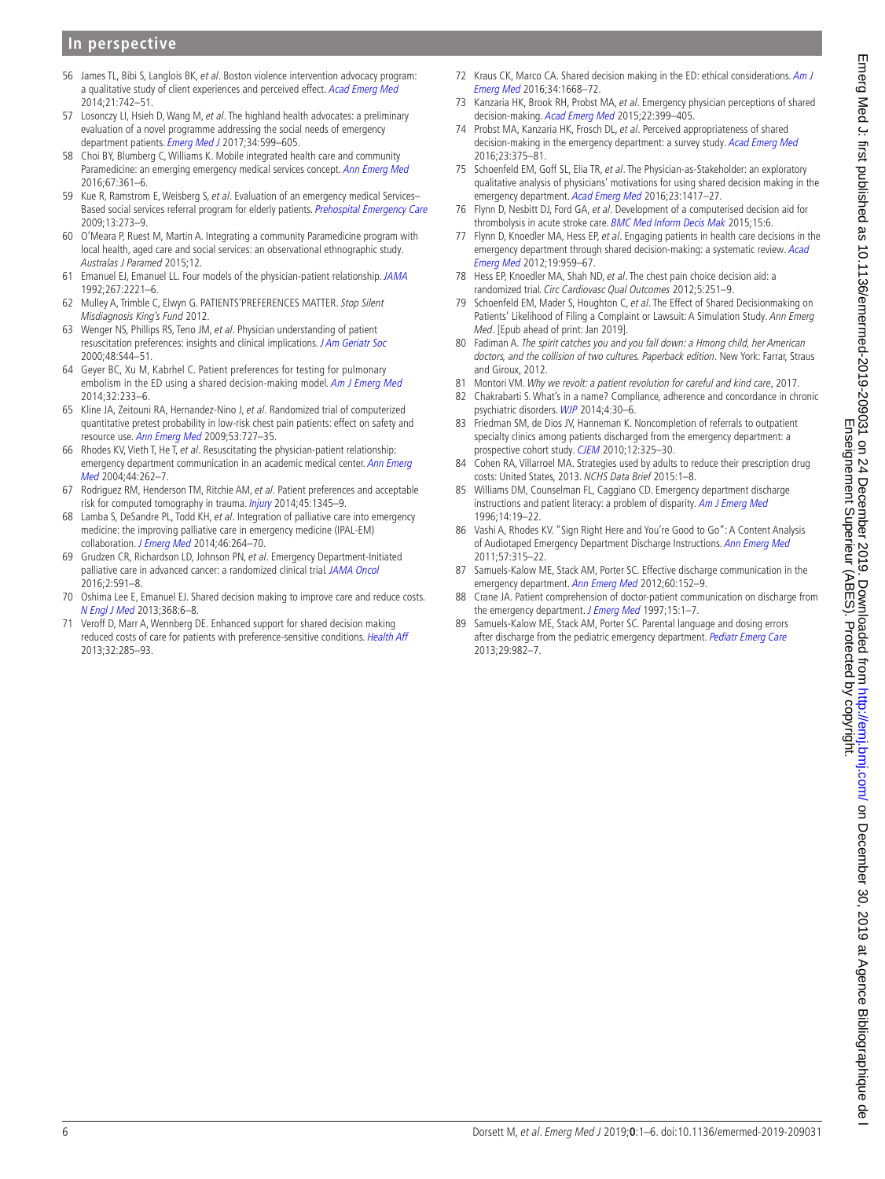56 James TL, Bibi S, Langlois BK, *et al*. Boston violence intervention advocacy program: a qualitative study of client experiences and perceived effect. *Acad Emerg Med* 2014;21:742–51.
57 Losonczy LI, Hsieh D, Wang M, *et al*. The highland health advocates: a preliminary evaluation of a novel programme addressing the social needs of emergency department patients. *Emerg Med J* 2017;34:599–605.
58 Choi BY, Blumberg C, Williams K. Mobile integrated health care and community Paramedicine: an emerging emergency medical services concept. *Ann Emerg Med* 2016;67:361–6.
59 Kue R, Ramstrom E, Weisberg S, *et al*. Evaluation of an emergency medical Services–Based social services referral program for elderly patients. *Prehospital Emergency Care* 2009;13:273–9.
60 O'Meara P, Ruest M, Martin A. Integrating a community Paramedicine program with local health, aged care and social services: an observational ethnographic study. *Australas J Paramed* 2015;12.
61 Emanuel EJ, Emanuel LL. Four models of the physician-patient relationship. *JAMA* 1992;267:2221–6.
62 Mulley A, Trimble C, Elwyn G. PATIENTS'PREFERENCES MATTER. *Stop Silent Misdiagnosis King's Fund* 2012.
63 Wenger NS, Phillips RS, Teno JM, *et al*. Physician understanding of patient resuscitation preferences: insights and clinical implications. *J Am Geriatr Soc* 2000;48:S44–51.
64 Geyer BC, Xu M, Kabrhel C. Patient preferences for testing for pulmonary embolism in the ED using a shared decision-making model. *Am J Emerg Med* 2014;32:233–6.
65 Kline JA, Zeitouni RA, Hernandez-Nino J, *et al*. Randomized trial of computerized quantitative pretest probability in low-risk chest pain patients: effect on safety and resource use. *Ann Emerg Med* 2009;53:727–35.
66 Rhodes KV, Vieth T, He T, *et al*. Resuscitating the physician-patient relationship: emergency department communication in an academic medical center. *Ann Emerg Med* 2004;44:262–7.
67 Rodriguez RM, Henderson TM, Ritchie AM, *et al*. Patient preferences and acceptable risk for computed tomography in trauma. *Injury* 2014;45:1345–9.
68 Lamba S, DeSandre PL, Todd KH, *et al*. Integration of palliative care into emergency medicine: the improving palliative care in emergency medicine (IPAL-EM) collaboration. *J Emerg Med* 2014;46:264–70.
69 Grudzen CR, Richardson LD, Johnson PN, *et al*. Emergency Department-Initiated palliative care in advanced cancer: a randomized clinical trial. *JAMA Oncol* 2016;2:591–8.
70 Oshima Lee E, Emanuel EJ. Shared decision making to improve care and reduce costs. *N Engl J Med* 2013;368:6–8.
71 Veroff D, Marr A, Wennberg DE. Enhanced support for shared decision making reduced costs of care for patients with preference-sensitive conditions. *Health Aff* 2013;32:285–93.
72 Kraus CK, Marco CA. Shared decision making in the ED: ethical considerations. *Am J Emerg Med* 2016;34:1668–72.
73 Kanzaria HK, Brook RH, Probst MA, *et al*. Emergency physician perceptions of shared decision-making. *Acad Emerg Med* 2015;22:399–405.
74 Probst MA, Kanzaria HK, Frosch DL, *et al*. Perceived appropriateness of shared decision-making in the emergency department: a survey study. *Acad Emerg Med* 2016;23:375–81.
75 Schoenfeld EM, Goff SL, Elia TR, *et al*. The Physician-as-Stakeholder: an exploratory qualitative analysis of physicians' motivations for using shared decision making in the emergency department. *Acad Emerg Med* 2016;23:1417–27.
76 Flynn D, Nesbitt DJ, Ford GA, *et al*. Development of a computerised decision aid for thrombolysis in acute stroke care. *BMC Med Inform Decis Mak* 2015;15:6.
77 Flynn D, Knoedler MA, Hess EP, *et al*. Engaging patients in health care decisions in the emergency department through shared decision-making: a systematic review. *Acad Emerg Med* 2012;19:959–67.
78 Hess EP, Knoedler MA, Shah ND, *et al*. The chest pain choice decision aid: a randomized trial. *Circ Cardiovasc Qual Outcomes* 2012;5:251–9.
79 Schoenfeld EM, Mader S, Houghton C, *et al*. The Effect of Shared Decisionmaking on Patients' Likelihood of Filing a Complaint or Lawsuit: A Simulation Study. *Ann Emerg Med*. [Epub ahead of print: Jan 2019].
80 Fadiman A. *The spirit catches you and you fall down: a Hmong child, her American doctors, and the collision of two cultures. Paperback edition*. New York: Farrar, Straus and Giroux, 2012.
81 Montori VM. *Why we revolt: a patient revolution for careful and kind care*, 2017.
82 Chakrabarti S. What's in a name? Compliance, adherence and concordance in chronic psychiatric disorders. *WJP* 2014;4:30–6.
83 Friedman SM, de Dios JV, Hanneman K. Noncompletion of referrals to outpatient specialty clinics among patients discharged from the emergency department: a prospective cohort study. *CJEM* 2010;12:325–30.
84 Cohen RA, Villarroel MA. Strategies used by adults to reduce their prescription drug costs: United States, 2013. *NCHS Data Brief* 2015:1–8.
85 Williams DM, Counselman FL, Caggiano CD. Emergency department discharge instructions and patient literacy: a problem of disparity. *Am J Emerg Med* 1996;14:19–22.
86 Vashi A, Rhodes KV. "Sign Right Here and You're Good to Go": A Content Analysis of Audiotaped Emergency Department Discharge Instructions. *Ann Emerg Med* 2011;57:315–22.
87 Samuels-Kalow ME, Stack AM, Porter SC. Effective discharge communication in the emergency department. *Ann Emerg Med* 2012;60:152–9.
88 Crane JA. Patient comprehension of doctor-patient communication on discharge from the emergency department. *J Emerg Med* 1997;15:1–7.
89 Samuels-Kalow ME, Stack AM, Porter SC. Parental language and dosing errors after discharge from the pediatric emergency department. *Pediatr Emerg Care* 2013;29:982–7.